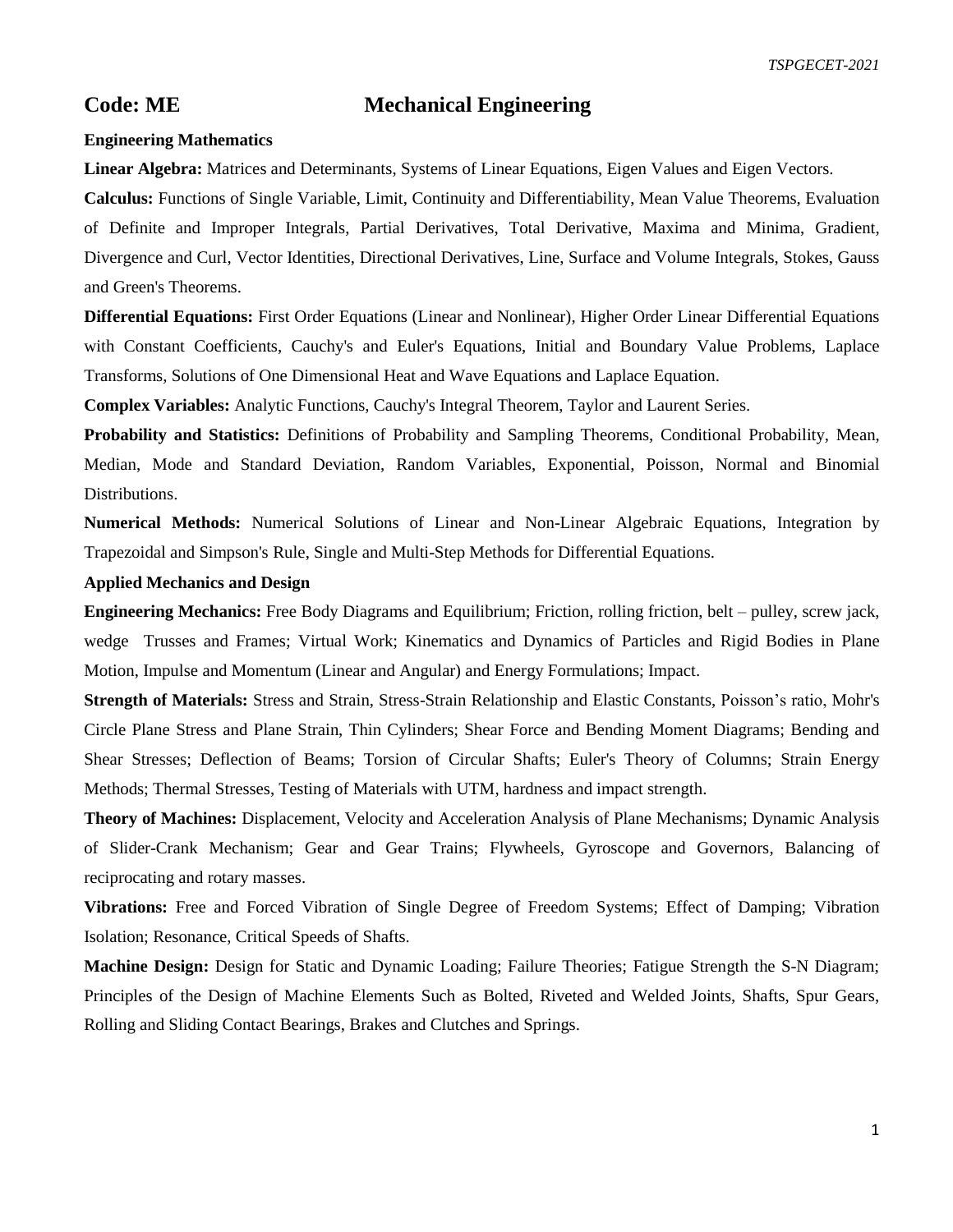# Code: ME Mechanical Engineering

### Engineering Mathematics

**Linear Algebra:** Matrices and Determinants, Systems of Linear Equations, Eigen Values and Eigen Vectors.

**Calculus:** Functions of Single Variable, Limit, Continuity and Differentiability, Mean Value Theorems, Evaluation of Definite and Improper Integrals, Partial Derivatives, Total Derivative, Maxima and Minima, Gradient, Divergence and Curl, Vector Identities, Directional Derivatives, Line, Surface and Volume Integrals, Stokes, Gauss and Green's Theorems.

**Differential Equations:** First Order Equations (Linear and Nonlinear), Higher Order Linear Differential Equations with Constant Coefficients, Cauchy's and Euler's Equations, Initial and Boundary Value Problems, Laplace Transforms, Solutions of One Dimensional Heat and Wave Equations and Laplace Equation.

**Complex Variables:** Analytic Functions, Cauchy's Integral Theorem, Taylor and Laurent Series.

**Probability and Statistics:** Definitions of Probability and Sampling Theorems, Conditional Probability, Mean, Median, Mode and Standard Deviation, Random Variables, Exponential, Poisson, Normal and Binomial Distributions.

**Numerical Methods:** Numerical Solutions of Linear and Non-Linear Algebraic Equations, Integration by Trapezoidal and Simpson's Rule, Single and Multi-Step Methods for Differential Equations.

### Applied Mechanics and Design

**Engineering Mechanics:** Free Body Diagrams and Equilibrium; Friction, rolling friction, belt – pulley, screw jack, wedge Trusses and Frames; Virtual Work; Kinematics and Dynamics of Particles and Rigid Bodies in Plane Motion, Impulse and Momentum (Linear and Angular) and Energy Formulations; Impact.

**Strength of Materials:** Stress and Strain, Stress-Strain Relationship and Elastic Constants, Poisson's ratio, Mohr's Circle Plane Stress and Plane Strain, Thin Cylinders; Shear Force and Bending Moment Diagrams; Bending and Shear Stresses; Deflection of Beams; Torsion of Circular Shafts; Euler's Theory of Columns; Strain Energy Methods; Thermal Stresses, Testing of Materials with UTM, hardness and impact strength.

**Theory of Machines:** Displacement, Velocity and Acceleration Analysis of Plane Mechanisms; Dynamic Analysis of Slider-Crank Mechanism; Gear and Gear Trains; Flywheels, Gyroscope and Governors, Balancing of reciprocating and rotary masses.

**Vibrations:** Free and Forced Vibration of Single Degree of Freedom Systems; Effect of Damping; Vibration Isolation; Resonance, Critical Speeds of Shafts.

**Machine Design:** Design for Static and Dynamic Loading; Failure Theories; Fatigue Strength the S-N Diagram; Principles of the Design of Machine Elements Such as Bolted, Riveted and Welded Joints, Shafts, Spur Gears, Rolling and Sliding Contact Bearings, Brakes and Clutches and Springs.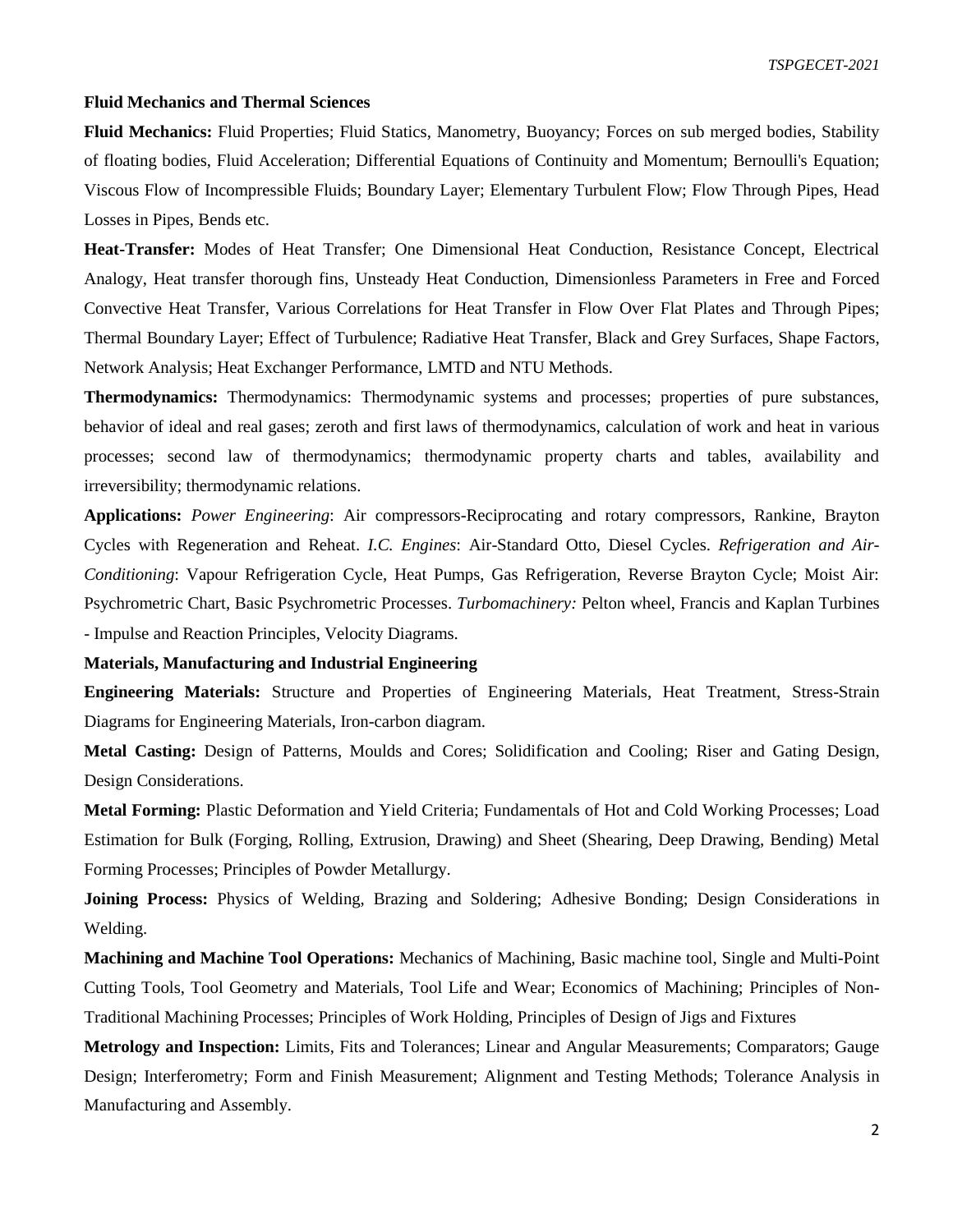**Fluid Mechanics and Thermal Sciences**

**Fluid Mechanics:** Fluid Properties; Fluid Statics, Manometry, Buoyancy; Forces on sub merged bodies, Stability of floating bodies, Fluid Acceleration; Differential Equations of Continuity and Momentum; Bernoulli's Equation; Viscous Flow of Incompressible Fluids; Boundary Layer; Elementary Turbulent Flow; Flow Through Pipes, Head Losses in Pipes, Bends etc.

**Heat-Transfer:** Modes of Heat Transfer; One Dimensional Heat Conduction, Resistance Concept, Electrical Analogy, Heat transfer thorough fins, Unsteady Heat Conduction, Dimensionless Parameters in Free and Forced Convective Heat Transfer, Various Correlations for Heat Transfer in Flow Over Flat Plates and Through Pipes; Thermal Boundary Layer; Effect of Turbulence; Radiative Heat Transfer, Black and Grey Surfaces, Shape Factors, Network Analysis; Heat Exchanger Performance, LMTD and NTU Methods.

**Thermodynamics:** Thermodynamics: Thermodynamic systems and processes; properties of pure substances, behavior of ideal and real gases; zeroth and first laws of thermodynamics, calculation of work and heat in various processes; second law of thermodynamics; thermodynamic property charts and tables, availability and irreversibility; thermodynamic relations.

**Applications:** *Power Engineering*: Air compressors-Reciprocating and rotary compressors, Rankine, Brayton Cycles with Regeneration and Reheat. *I.C. Engines*: Air-Standard Otto, Diesel Cycles. *Refrigeration and Air-Conditioning*: Vapour Refrigeration Cycle, Heat Pumps, Gas Refrigeration, Reverse Brayton Cycle; Moist Air: Psychrometric Chart, Basic Psychrometric Processes. *Turbomachinery:* Pelton wheel, Francis and Kaplan Turbines - Impulse and Reaction Principles, Velocity Diagrams.

**Materials, Manufacturing and Industrial Engineering**

**Engineering Materials:** Structure and Properties of Engineering Materials, Heat Treatment, Stress-Strain Diagrams for Engineering Materials, Iron-carbon diagram.

**Metal Casting:** Design of Patterns, Moulds and Cores; Solidification and Cooling; Riser and Gating Design, Design Considerations.

**Metal Forming:** Plastic Deformation and Yield Criteria; Fundamentals of Hot and Cold Working Processes; Load Estimation for Bulk (Forging, Rolling, Extrusion, Drawing) and Sheet (Shearing, Deep Drawing, Bending) Metal Forming Processes; Principles of Powder Metallurgy.

**Joining Process:** Physics of Welding, Brazing and Soldering; Adhesive Bonding; Design Considerations in Welding.

**Machining and Machine Tool Operations:** Mechanics of Machining, Basic machine tool, Single and Multi-Point Cutting Tools, Tool Geometry and Materials, Tool Life and Wear; Economics of Machining; Principles of Non-Traditional Machining Processes; Principles of Work Holding, Principles of Design of Jigs and Fixtures

**Metrology and Inspection:** Limits, Fits and Tolerances; Linear and Angular Measurements; Comparators; Gauge Design; Interferometry; Form and Finish Measurement; Alignment and Testing Methods; Tolerance Analysis in Manufacturing and Assembly.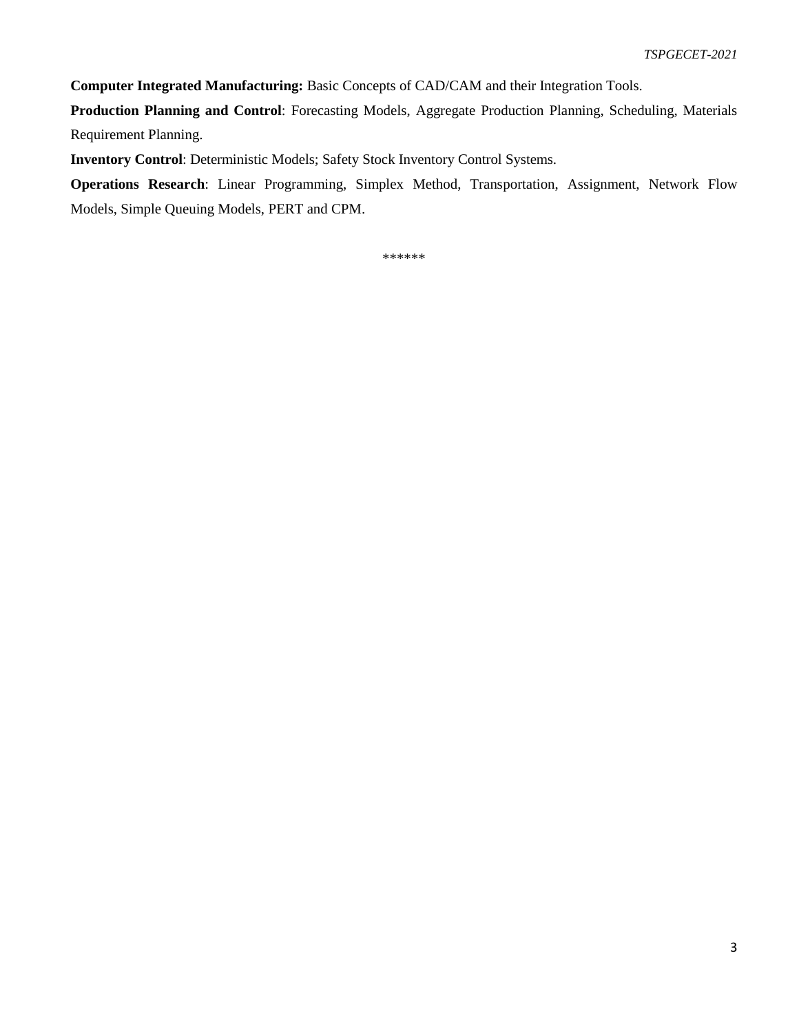**Computer Integrated Manufacturing:** Basic Concepts of CAD/CAM and their Integration Tools.

**Production Planning and Control**: Forecasting Models, Aggregate Production Planning, Scheduling, Materials Requirement Planning.

**Inventory Control**: Deterministic Models; Safety Stock Inventory Control Systems.

**Operations Research**: Linear Programming, Simplex Method, Transportation, Assignment, Network Flow Models, Simple Queuing Models, PERT and CPM.

******